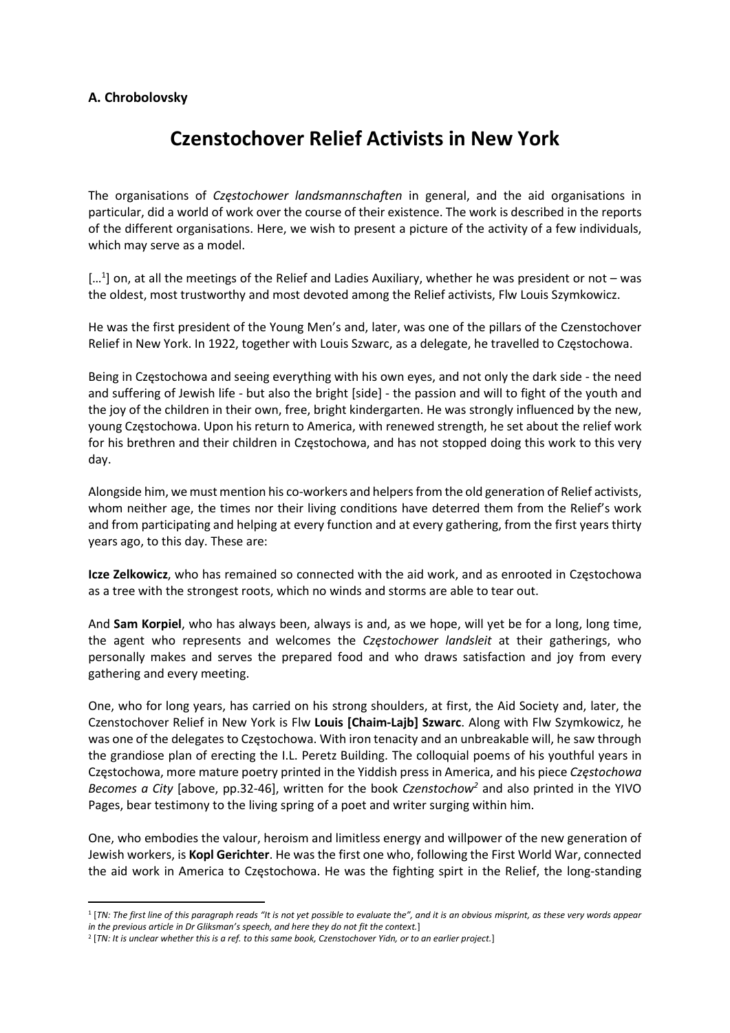**A. Chrobolovsky**

# Czenstochover Relief Activists in New York

The organisations of *Częstochower landsmannschaften* in general, and the aid organisations in particular, did a world of work over the course of their existence. The work is described in the reports of the different organisations. Here, we wish to present a picture of the activity of a few individuals, which may serve as a model.

[…[1]] on, at all the meetings of the Relief and Ladies Auxiliary, whether he was president or not – was the oldest, most trustworthy and most devoted among the Relief activists, Flw Louis Szymkowicz.

He was the first president of the Young Men's and, later, was one of the pillars of the Czenstochover Relief in New York. In 1922, together with Louis Szwarc, as a delegate, he travelled to Częstochowa.

Being in Częstochowa and seeing everything with his own eyes, and not only the dark side - the need and suffering of Jewish life - but also the bright [side] - the passion and will to fight of the youth and the joy of the children in their own, free, bright kindergarten. He was strongly influenced by the new, young Częstochowa. Upon his return to America, with renewed strength, he set about the relief work for his brethren and their children in Częstochowa, and has not stopped doing this work to this very day.

Alongside him, we must mention his co-workers and helpers from the old generation of Relief activists, whom neither age, the times nor their living conditions have deterred them from the Relief's work and from participating and helping at every function and at every gathering, from the first years thirty years ago, to this day. These are:

**Icze Zelkowicz**, who has remained so connected with the aid work, and as enrooted in Częstochowa as a tree with the strongest roots, which no winds and storms are able to tear out.

And **Sam Korpiel**, who has always been, always is and, as we hope, will yet be for a long, long time, the agent who represents and welcomes the *Częstochower landsleit* at their gatherings, who personally makes and serves the prepared food and who draws satisfaction and joy from every gathering and every meeting.

One, who for long years, has carried on his strong shoulders, at first, the Aid Society and, later, the Czenstochover Relief in New York is Flw **Louis [Chaim-Lajb] Szwarc**. Along with Flw Szymkowicz, he was one of the delegates to Częstochowa. With iron tenacity and an unbreakable will, he saw through the grandiose plan of erecting the I.L. Peretz Building. The colloquial poems of his youthful years in Częstochowa, more mature poetry printed in the Yiddish press in America, and his piece *Częstochowa Becomes a City* [above, pp.32-46], written for the book *Czenstochow*[2] and also printed in the YIVO Pages, bear testimony to the living spring of a poet and writer surging within him.

One, who embodies the valour, heroism and limitless energy and willpower of the new generation of Jewish workers, is **Kopl Gerichter**. He was the first one who, following the First World War, connected the aid work in America to Częstochowa. He was the fighting spirt in the Relief, the long-standing

---

[1] [*TN: The first line of this paragraph reads "It is not yet possible to evaluate the", and it is an obvious misprint, as these very words appear in the previous article in Dr Gliksman's speech, and here they do not fit the context.*]

[2] [*TN: It is unclear whether this is a ref. to this same book, Czenstochover Yidn, or to an earlier project.*]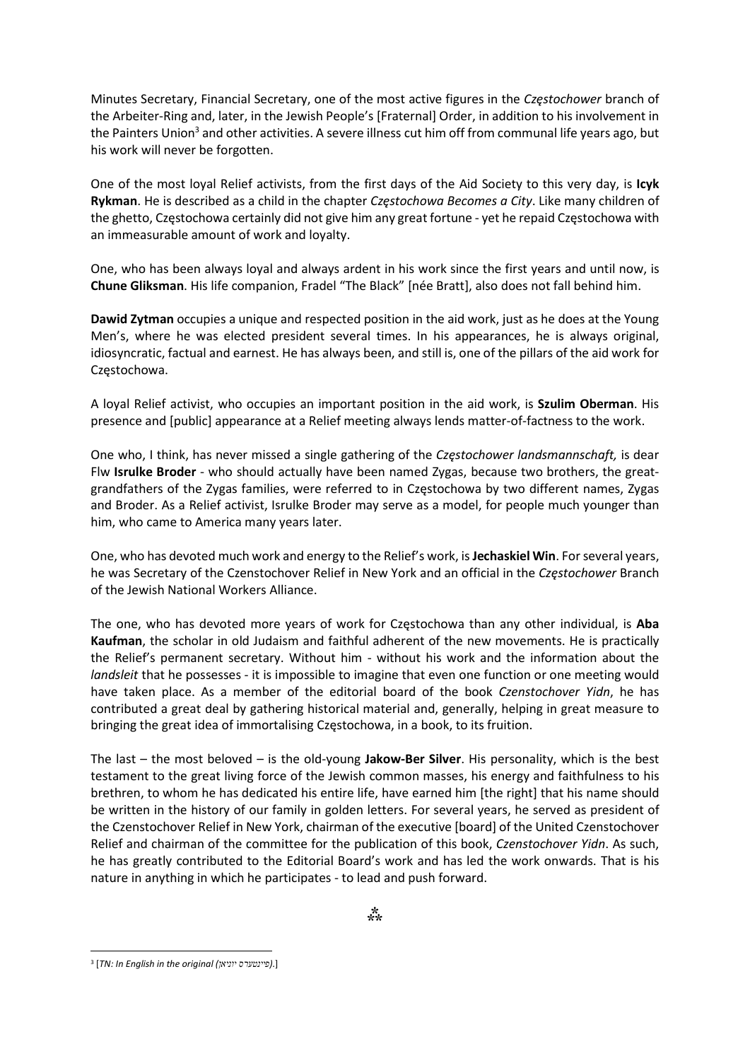Minutes Secretary, Financial Secretary, one of the most active figures in the *Częstochower* branch of the Arbeiter-Ring and, later, in the Jewish People's [Fraternal] Order, in addition to his involvement in the Painters Union[3] and other activities. A severe illness cut him off from communal life years ago, but his work will never be forgotten.

One of the most loyal Relief activists, from the first days of the Aid Society to this very day, is **Icyk Rykman**. He is described as a child in the chapter *Częstochowa Becomes a City*. Like many children of the ghetto, Częstochowa certainly did not give him any great fortune - yet he repaid Częstochowa with an immeasurable amount of work and loyalty.

One, who has been always loyal and always ardent in his work since the first years and until now, is **Chune Gliksman**. His life companion, Fradel "The Black" [née Bratt], also does not fall behind him.

**Dawid Zytman** occupies a unique and respected position in the aid work, just as he does at the Young Men's, where he was elected president several times. In his appearances, he is always original, idiosyncratic, factual and earnest. He has always been, and still is, one of the pillars of the aid work for Częstochowa.

A loyal Relief activist, who occupies an important position in the aid work, is **Szulim Oberman**. His presence and [public] appearance at a Relief meeting always lends matter-of-factness to the work.

One who, I think, has never missed a single gathering of the *Częstochower landsmannschaft,* is dear Flw **Isrulke Broder** - who should actually have been named Zygas, because two brothers, the great-grandfathers of the Zygas families, were referred to in Częstochowa by two different names, Zygas and Broder. As a Relief activist, Isrulke Broder may serve as a model, for people much younger than him, who came to America many years later.

One, who has devoted much work and energy to the Relief's work, is **Jechaskiel Win**. For several years, he was Secretary of the Czenstochover Relief in New York and an official in the *Częstochower* Branch of the Jewish National Workers Alliance.

The one, who has devoted more years of work for Częstochowa than any other individual, is **Aba Kaufman**, the scholar in old Judaism and faithful adherent of the new movements. He is practically the Relief's permanent secretary. Without him - without his work and the information about the *landsleit* that he possesses - it is impossible to imagine that even one function or one meeting would have taken place. As a member of the editorial board of the book *Czenstochover Yidn*, he has contributed a great deal by gathering historical material and, generally, helping in great measure to bringing the great idea of immortalising Częstochowa, in a book, to its fruition.

The last – the most beloved – is the old-young **Jakow-Ber Silver**. His personality, which is the best testament to the great living force of the Jewish common masses, his energy and faithfulness to his brethren, to whom he has dedicated his entire life, have earned him [the right] that his name should be written in the history of our family in golden letters. For several years, he served as president of the Czenstochover Relief in New York, chairman of the executive [board] of the United Czenstochover Relief and chairman of the committee for the publication of this book, *Czenstochover Yidn*. As such, he has greatly contributed to the Editorial Board's work and has led the work onwards. That is his nature in anything in which he participates - to lead and push forward.

⁂

[3] [*TN: In English in the original (פּײנטערס יוניאָן).*]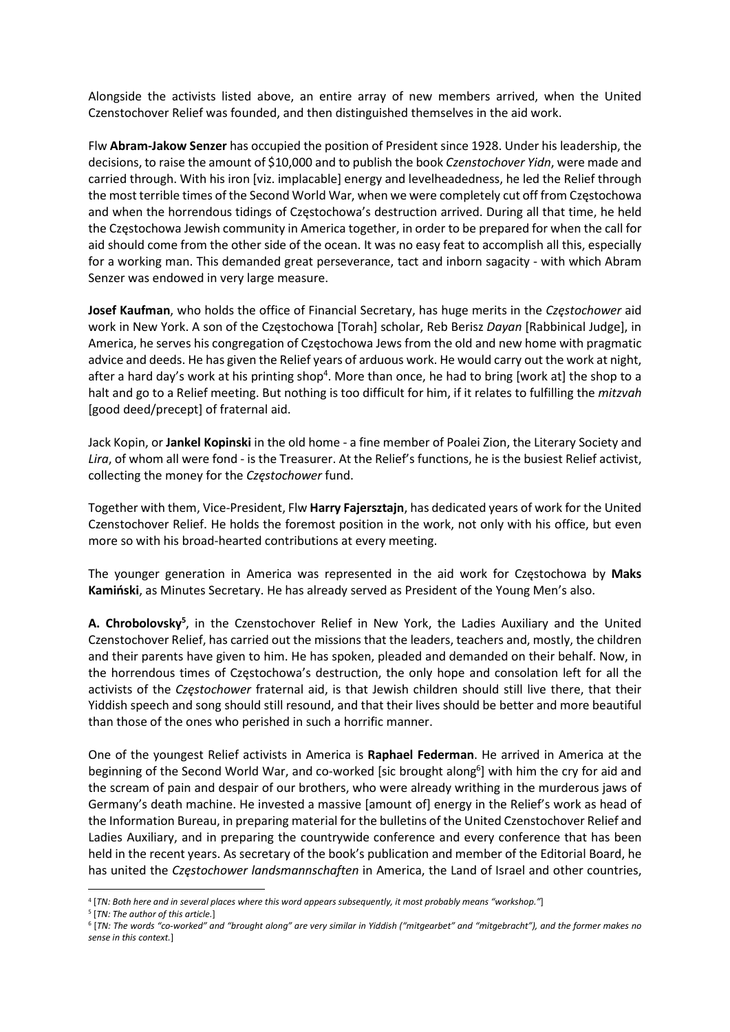Alongside the activists listed above, an entire array of new members arrived, when the United Czenstochover Relief was founded, and then distinguished themselves in the aid work.

Flw **Abram-Jakow Senzer** has occupied the position of President since 1928. Under his leadership, the decisions, to raise the amount of $10,000 and to publish the book *Czenstochover Yidn*, were made and carried through. With his iron [viz. implacable] energy and levelheadedness, he led the Relief through the most terrible times of the Second World War, when we were completely cut off from Częstochowa and when the horrendous tidings of Częstochowa's destruction arrived. During all that time, he held the Częstochowa Jewish community in America together, in order to be prepared for when the call for aid should come from the other side of the ocean. It was no easy feat to accomplish all this, especially for a working man. This demanded great perseverance, tact and inborn sagacity - with which Abram Senzer was endowed in very large measure.

**Josef Kaufman**, who holds the office of Financial Secretary, has huge merits in the *Częstochower* aid work in New York. A son of the Częstochowa [Torah] scholar, Reb Berisz *Dayan* [Rabbinical Judge], in America, he serves his congregation of Częstochowa Jews from the old and new home with pragmatic advice and deeds. He has given the Relief years of arduous work. He would carry out the work at night, after a hard day's work at his printing shop[4]. More than once, he had to bring [work at] the shop to a halt and go to a Relief meeting. But nothing is too difficult for him, if it relates to fulfilling the *mitzvah* [good deed/precept] of fraternal aid.

Jack Kopin, or **Jankel Kopinski** in the old home - a fine member of Poalei Zion, the Literary Society and *Lira*, of whom all were fond - is the Treasurer. At the Relief's functions, he is the busiest Relief activist, collecting the money for the *Częstochower* fund.

Together with them, Vice-President, Flw **Harry Fajersztajn**, has dedicated years of work for the United Czenstochover Relief. He holds the foremost position in the work, not only with his office, but even more so with his broad-hearted contributions at every meeting.

The younger generation in America was represented in the aid work for Częstochowa by **Maks Kamiński**, as Minutes Secretary. He has already served as President of the Young Men's also.

**A. Chrobolovsky[5]**, in the Czenstochover Relief in New York, the Ladies Auxiliary and the United Czenstochover Relief, has carried out the missions that the leaders, teachers and, mostly, the children and their parents have given to him. He has spoken, pleaded and demanded on their behalf. Now, in the horrendous times of Częstochowa's destruction, the only hope and consolation left for all the activists of the *Częstochower* fraternal aid, is that Jewish children should still live there, that their Yiddish speech and song should still resound, and that their lives should be better and more beautiful than those of the ones who perished in such a horrific manner.

One of the youngest Relief activists in America is **Raphael Federman**. He arrived in America at the beginning of the Second World War, and co-worked [sic brought along[6]] with him the cry for aid and the scream of pain and despair of our brothers, who were already writhing in the murderous jaws of Germany's death machine. He invested a massive [amount of] energy in the Relief's work as head of the Information Bureau, in preparing material for the bulletins of the United Czenstochover Relief and Ladies Auxiliary, and in preparing the countrywide conference and every conference that has been held in the recent years. As secretary of the book's publication and member of the Editorial Board, he has united the *Częstochower landsmannschaften* in America, the Land of Israel and other countries,

---

[4] [*TN: Both here and in several places where this word appears subsequently, it most probably means "workshop."*]

[5] [*TN: The author of this article.*]

[6] [*TN: The words "co-worked" and "brought along" are very similar in Yiddish ("mitgearbet" and "mitgebracht"), and the former makes no sense in this context.*]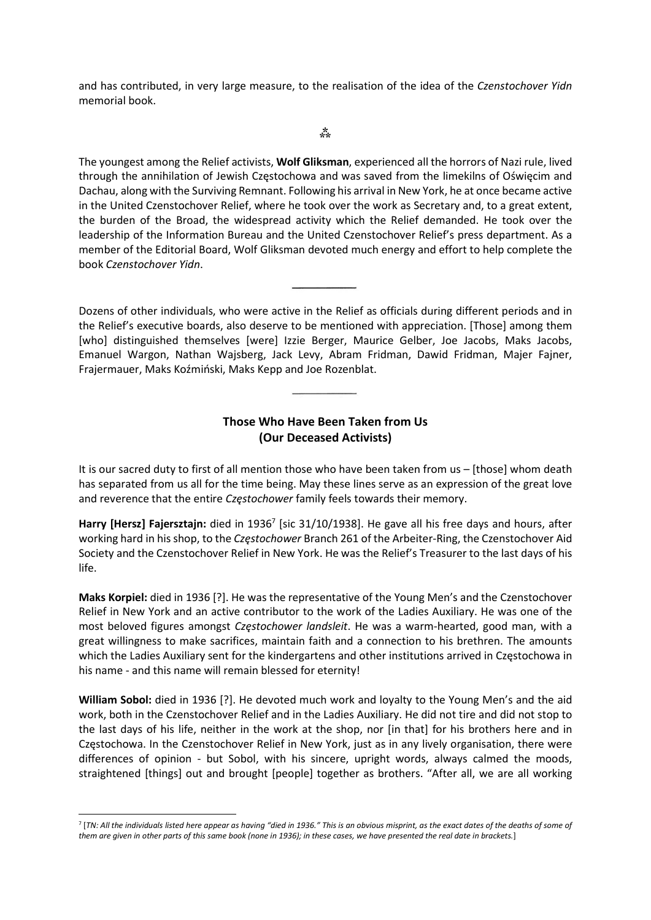and has contributed, in very large measure, to the realisation of the idea of the *Czenstochover Yidn* memorial book.

⁂

The youngest among the Relief activists, **Wolf Gliksman**, experienced all the horrors of Nazi rule, lived through the annihilation of Jewish Częstochowa and was saved from the limekilns of Oświęcim and Dachau, along with the Surviving Remnant. Following his arrival in New York, he at once became active in the United Czenstochover Relief, where he took over the work as Secretary and, to a great extent, the burden of the Broad, the widespread activity which the Relief demanded. He took over the leadership of the Information Bureau and the United Czenstochover Relief's press department. As a member of the Editorial Board, Wolf Gliksman devoted much energy and effort to help complete the book *Czenstochover Yidn*.

---

Dozens of other individuals, who were active in the Relief as officials during different periods and in the Relief's executive boards, also deserve to be mentioned with appreciation. [Those] among them [who] distinguished themselves [were] Izzie Berger, Maurice Gelber, Joe Jacobs, Maks Jacobs, Emanuel Wargon, Nathan Wajsberg, Jack Levy, Abram Fridman, Dawid Fridman, Majer Fajner, Frajermauer, Maks Koźmiński, Maks Kepp and Joe Rozenblat.

---

## Those Who Have Been Taken from Us
## (Our Deceased Activists)

It is our sacred duty to first of all mention those who have been taken from us – [those] whom death has separated from us all for the time being. May these lines serve as an expression of the great love and reverence that the entire *Częstochower* family feels towards their memory.

**Harry [Hersz] Fajersztajn:** died in 1936[7] [sic 31/10/1938]. He gave all his free days and hours, after working hard in his shop, to the *Częstochower* Branch 261 of the Arbeiter-Ring, the Czenstochover Aid Society and the Czenstochover Relief in New York. He was the Relief's Treasurer to the last days of his life.

**Maks Korpiel:** died in 1936 [?]. He was the representative of the Young Men's and the Czenstochover Relief in New York and an active contributor to the work of the Ladies Auxiliary. He was one of the most beloved figures amongst *Częstochower landsleit*. He was a warm-hearted, good man, with a great willingness to make sacrifices, maintain faith and a connection to his brethren. The amounts which the Ladies Auxiliary sent for the kindergartens and other institutions arrived in Częstochowa in his name - and this name will remain blessed for eternity!

**William Sobol:** died in 1936 [?]. He devoted much work and loyalty to the Young Men's and the aid work, both in the Czenstochover Relief and in the Ladies Auxiliary. He did not tire and did not stop to the last days of his life, neither in the work at the shop, nor [in that] for his brothers here and in Częstochowa. In the Czenstochover Relief in New York, just as in any lively organisation, there were differences of opinion - but Sobol, with his sincere, upright words, always calmed the moods, straightened [things] out and brought [people] together as brothers. "After all, we are all working

---

[7] [*TN: All the individuals listed here appear as having "died in 1936." This is an obvious misprint, as the exact dates of the deaths of some of them are given in other parts of this same book (none in 1936); in these cases, we have presented the real date in brackets.*]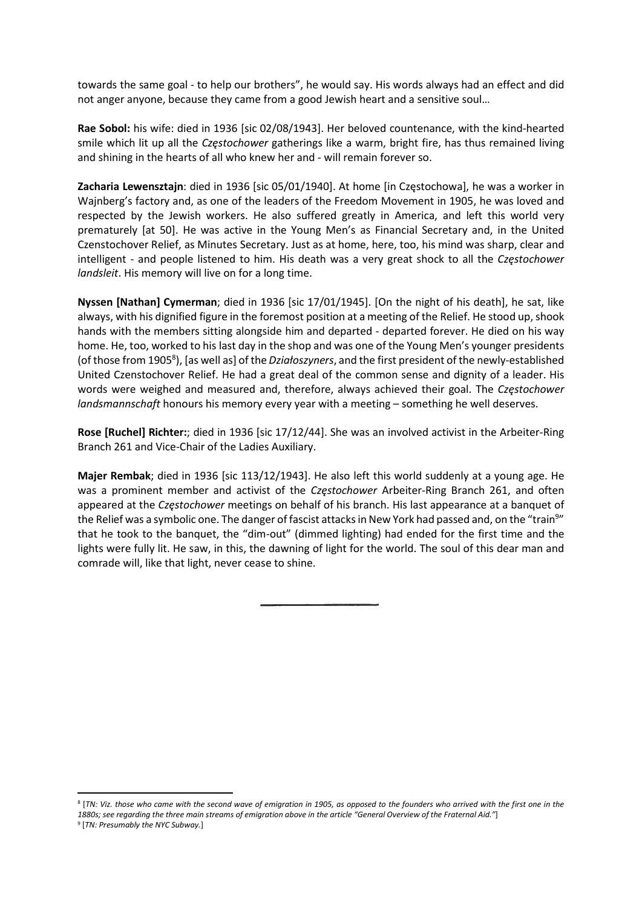towards the same goal - to help our brothers", he would say. His words always had an effect and did not anger anyone, because they came from a good Jewish heart and a sensitive soul…

**Rae Sobol:** his wife: died in 1936 [sic 02/08/1943]. Her beloved countenance, with the kind-hearted smile which lit up all the *Częstochower* gatherings like a warm, bright fire, has thus remained living and shining in the hearts of all who knew her and - will remain forever so.

**Zacharia Lewensztajn**: died in 1936 [sic 05/01/1940]. At home [in Częstochowa], he was a worker in Wajnberg's factory and, as one of the leaders of the Freedom Movement in 1905, he was loved and respected by the Jewish workers. He also suffered greatly in America, and left this world very prematurely [at 50]. He was active in the Young Men's as Financial Secretary and, in the United Czenstochover Relief, as Minutes Secretary. Just as at home, here, too, his mind was sharp, clear and intelligent - and people listened to him. His death was a very great shock to all the *Częstochower landsleit*. His memory will live on for a long time.

**Nyssen [Nathan] Cymerman**; died in 1936 [sic 17/01/1945]. [On the night of his death], he sat, like always, with his dignified figure in the foremost position at a meeting of the Relief. He stood up, shook hands with the members sitting alongside him and departed - departed forever. He died on his way home. He, too, worked to his last day in the shop and was one of the Young Men's younger presidents (of those from 1905[8]), [as well as] of the *Działoszyners*, and the first president of the newly-established United Czenstochover Relief. He had a great deal of the common sense and dignity of a leader. His words were weighed and measured and, therefore, always achieved their goal. The *Częstochower landsmannschaft* honours his memory every year with a meeting – something he well deserves.

**Rose [Ruchel] Richter:**; died in 1936 [sic 17/12/44]. She was an involved activist in the Arbeiter-Ring Branch 261 and Vice-Chair of the Ladies Auxiliary.

**Majer Rembak**; died in 1936 [sic 113/12/1943]. He also left this world suddenly at a young age. He was a prominent member and activist of the *Częstochower* Arbeiter-Ring Branch 261, and often appeared at the *Częstochower* meetings on behalf of his branch. His last appearance at a banquet of the Relief was a symbolic one. The danger of fascist attacks in New York had passed and, on the "train[9]" that he took to the banquet, the "dim-out" (dimmed lighting) had ended for the first time and the lights were fully lit. He saw, in this, the dawning of light for the world. The soul of this dear man and comrade will, like that light, never cease to shine.

---

[8] [*TN: Viz. those who came with the second wave of emigration in 1905, as opposed to the founders who arrived with the first one in the 1880s; see regarding the three main streams of emigration above in the article "General Overview of the Fraternal Aid."*]

[9] [*TN: Presumably the NYC Subway.*]